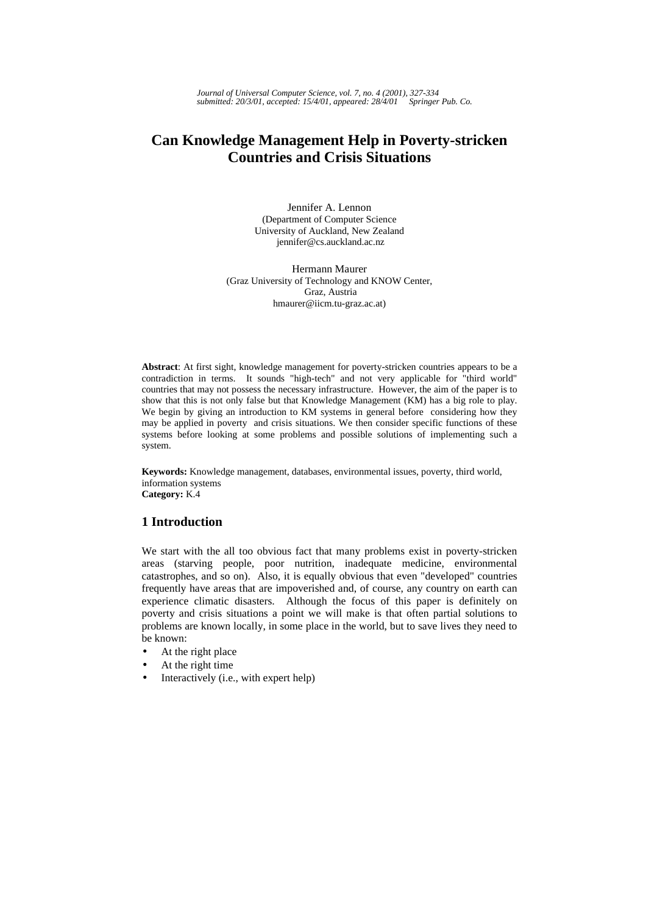# Can Knowledge Management Help in Poverty-stricken Countries and Crisis Situations

Jennifer A. Lennon
(Department of Computer Science
University of Auckland, New Zealand
jennifer@cs.auckland.ac.nz

Hermann Maurer
(Graz University of Technology and KNOW Center,
Graz, Austria
hmaurer@iicm.tu-graz.ac.at)

**Abstract**: At first sight, knowledge management for poverty-stricken countries appears to be a contradiction in terms. It sounds "high-tech" and not very applicable for "third world" countries that may not possess the necessary infrastructure. However, the aim of the paper is to show that this is not only false but that Knowledge Management (KM) has a big role to play. We begin by giving an introduction to KM systems in general before considering how they may be applied in poverty and crisis situations. We then consider specific functions of these systems before looking at some problems and possible solutions of implementing such a system.

**Keywords:** Knowledge management, databases, environmental issues, poverty, third world, information systems
**Category:** K.4

## 1 Introduction

We start with the all too obvious fact that many problems exist in poverty-stricken areas (starving people, poor nutrition, inadequate medicine, environmental catastrophes, and so on). Also, it is equally obvious that even "developed" countries frequently have areas that are impoverished and, of course, any country on earth can experience climatic disasters. Although the focus of this paper is definitely on poverty and crisis situations a point we will make is that often partial solutions to problems are known locally, in some place in the world, but to save lives they need to be known:

- At the right place
- At the right time
- Interactively (i.e., with expert help)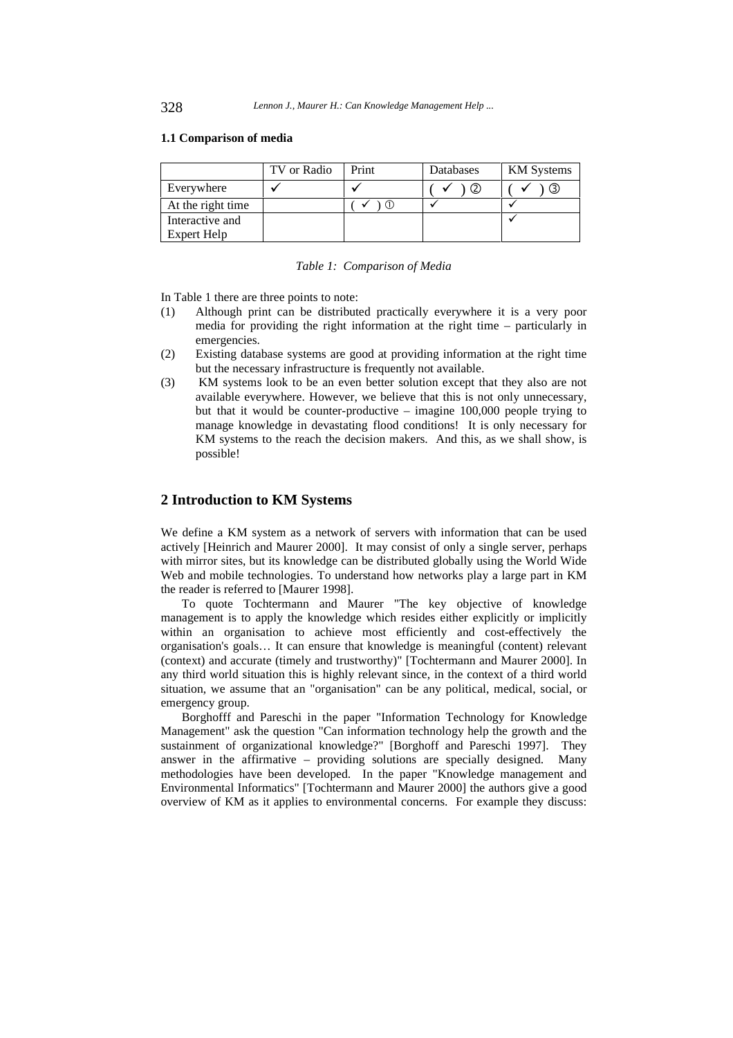### 1.1 Comparison of media

| | TV or Radio | Print | Databases | KM Systems |
|---|---|---|---|---|
| Everywhere | ✓ | ✓ | ( ✓ ) ② | ( ✓ ) ③ |
| At the right time | | ( ✓ ) ① | ✓ | ✓ |
| Interactive and Expert Help | | | | ✓ |

*Table 1: Comparison of Media*

In Table 1 there are three points to note:

(1) Although print can be distributed practically everywhere it is a very poor media for providing the right information at the right time – particularly in emergencies.

(2) Existing database systems are good at providing information at the right time but the necessary infrastructure is frequently not available.

(3) KM systems look to be an even better solution except that they also are not available everywhere. However, we believe that this is not only unnecessary, but that it would be counter-productive – imagine 100,000 people trying to manage knowledge in devastating flood conditions! It is only necessary for KM systems to the reach the decision makers. And this, as we shall show, is possible!

## 2 Introduction to KM Systems

We define a KM system as a network of servers with information that can be used actively [Heinrich and Maurer 2000]. It may consist of only a single server, perhaps with mirror sites, but its knowledge can be distributed globally using the World Wide Web and mobile technologies. To understand how networks play a large part in KM the reader is referred to [Maurer 1998].

To quote Tochtermann and Maurer "The key objective of knowledge management is to apply the knowledge which resides either explicitly or implicitly within an organisation to achieve most efficiently and cost-effectively the organisation's goals… It can ensure that knowledge is meaningful (content) relevant (context) and accurate (timely and trustworthy)" [Tochtermann and Maurer 2000]. In any third world situation this is highly relevant since, in the context of a third world situation, we assume that an "organisation" can be any political, medical, social, or emergency group.

Borghofff and Pareschi in the paper "Information Technology for Knowledge Management" ask the question "Can information technology help the growth and the sustainment of organizational knowledge?" [Borghoff and Pareschi 1997]. They answer in the affirmative – providing solutions are specially designed. Many methodologies have been developed. In the paper "Knowledge management and Environmental Informatics" [Tochtermann and Maurer 2000] the authors give a good overview of KM as it applies to environmental concerns. For example they discuss: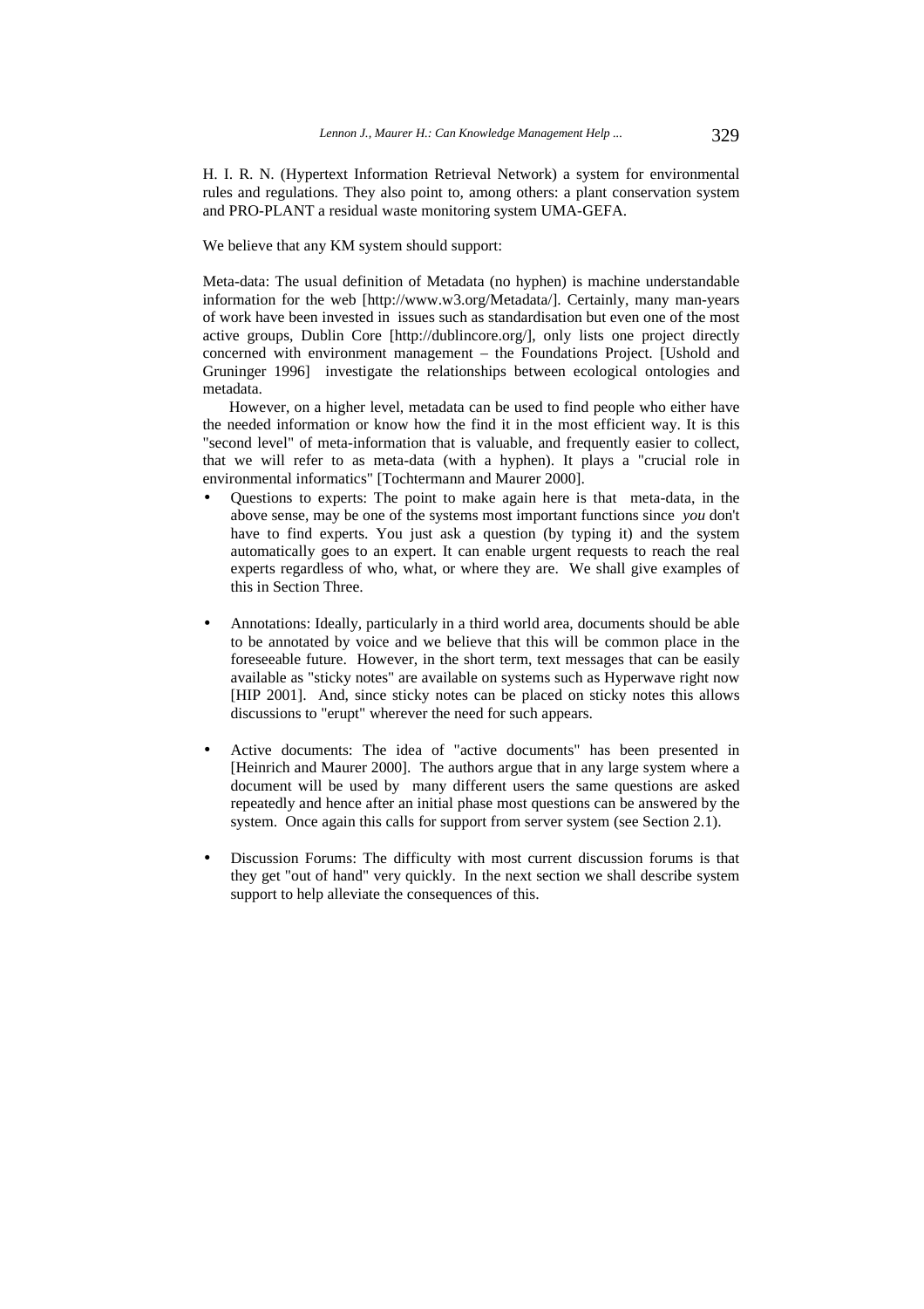H. I. R. N. (Hypertext Information Retrieval Network) a system for environmental rules and regulations. They also point to, among others: a plant conservation system and PRO-PLANT a residual waste monitoring system UMA-GEFA.

We believe that any KM system should support:

Meta-data: The usual definition of Metadata (no hyphen) is machine understandable information for the web [http://www.w3.org/Metadata/]. Certainly, many man-years of work have been invested in issues such as standardisation but even one of the most active groups, Dublin Core [http://dublincore.org/], only lists one project directly concerned with environment management – the Foundations Project. [Ushold and Gruninger 1996] investigate the relationships between ecological ontologies and metadata.

However, on a higher level, metadata can be used to find people who either have the needed information or know how the find it in the most efficient way. It is this "second level" of meta-information that is valuable, and frequently easier to collect, that we will refer to as meta-data (with a hyphen). It plays a "crucial role in environmental informatics" [Tochtermann and Maurer 2000].

- Questions to experts: The point to make again here is that meta-data, in the above sense, may be one of the systems most important functions since *you* don't have to find experts. You just ask a question (by typing it) and the system automatically goes to an expert. It can enable urgent requests to reach the real experts regardless of who, what, or where they are. We shall give examples of this in Section Three.

- Annotations: Ideally, particularly in a third world area, documents should be able to be annotated by voice and we believe that this will be common place in the foreseeable future. However, in the short term, text messages that can be easily available as "sticky notes" are available on systems such as Hyperwave right now [HIP 2001]. And, since sticky notes can be placed on sticky notes this allows discussions to "erupt" wherever the need for such appears.

- Active documents: The idea of "active documents" has been presented in [Heinrich and Maurer 2000]. The authors argue that in any large system where a document will be used by many different users the same questions are asked repeatedly and hence after an initial phase most questions can be answered by the system. Once again this calls for support from server system (see Section 2.1).

- Discussion Forums: The difficulty with most current discussion forums is that they get "out of hand" very quickly. In the next section we shall describe system support to help alleviate the consequences of this.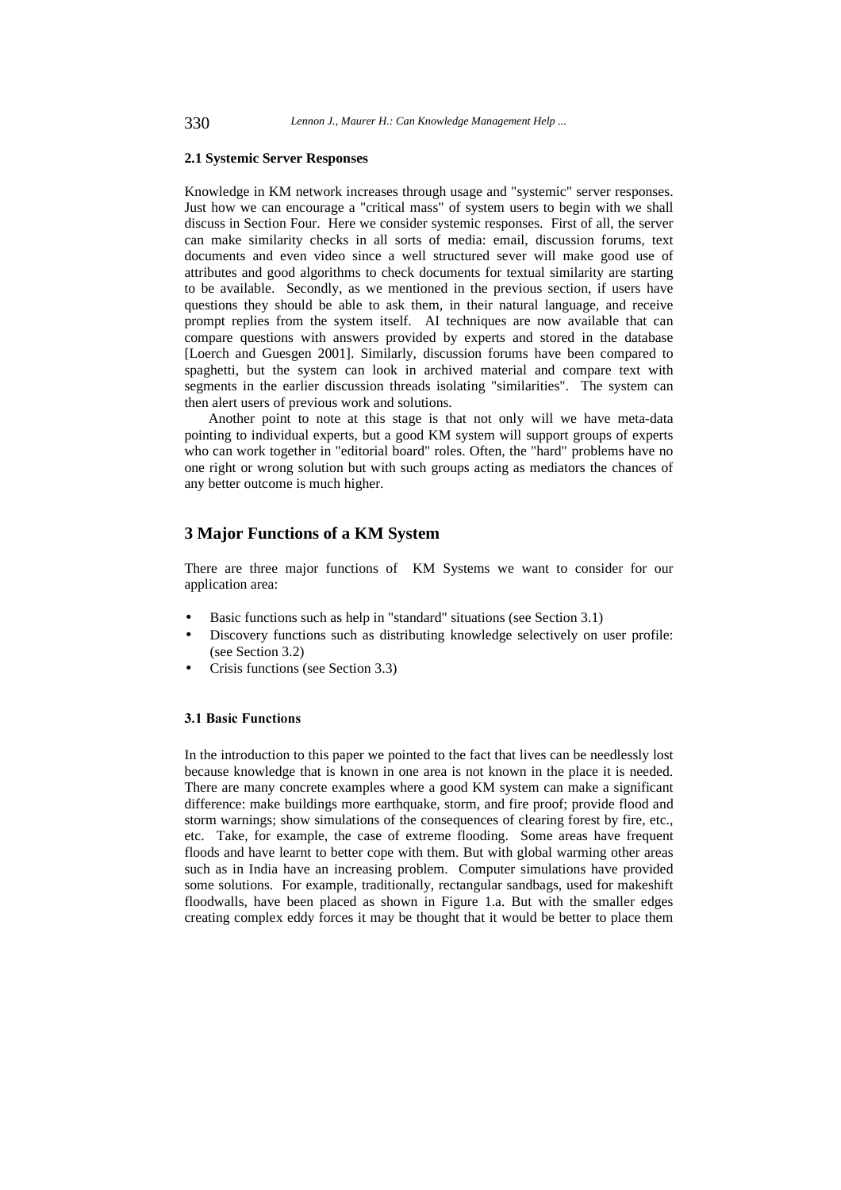### 2.1 Systemic Server Responses

Knowledge in KM network increases through usage and "systemic" server responses. Just how we can encourage a "critical mass" of system users to begin with we shall discuss in Section Four. Here we consider systemic responses. First of all, the server can make similarity checks in all sorts of media: email, discussion forums, text documents and even video since a well structured sever will make good use of attributes and good algorithms to check documents for textual similarity are starting to be available. Secondly, as we mentioned in the previous section, if users have questions they should be able to ask them, in their natural language, and receive prompt replies from the system itself. AI techniques are now available that can compare questions with answers provided by experts and stored in the database [Loerch and Guesgen 2001]. Similarly, discussion forums have been compared to spaghetti, but the system can look in archived material and compare text with segments in the earlier discussion threads isolating "similarities". The system can then alert users of previous work and solutions.

Another point to note at this stage is that not only will we have meta-data pointing to individual experts, but a good KM system will support groups of experts who can work together in "editorial board" roles. Often, the "hard" problems have no one right or wrong solution but with such groups acting as mediators the chances of any better outcome is much higher.

## 3 Major Functions of a KM System

There are three major functions of KM Systems we want to consider for our application area:

- Basic functions such as help in "standard" situations (see Section 3.1)
- Discovery functions such as distributing knowledge selectively on user profile: (see Section 3.2)
- Crisis functions (see Section 3.3)

### 3.1 Basic Functions

In the introduction to this paper we pointed to the fact that lives can be needlessly lost because knowledge that is known in one area is not known in the place it is needed. There are many concrete examples where a good KM system can make a significant difference: make buildings more earthquake, storm, and fire proof; provide flood and storm warnings; show simulations of the consequences of clearing forest by fire, etc., etc. Take, for example, the case of extreme flooding. Some areas have frequent floods and have learnt to better cope with them. But with global warming other areas such as in India have an increasing problem. Computer simulations have provided some solutions. For example, traditionally, rectangular sandbags, used for makeshift floodwalls, have been placed as shown in Figure 1.a. But with the smaller edges creating complex eddy forces it may be thought that it would be better to place them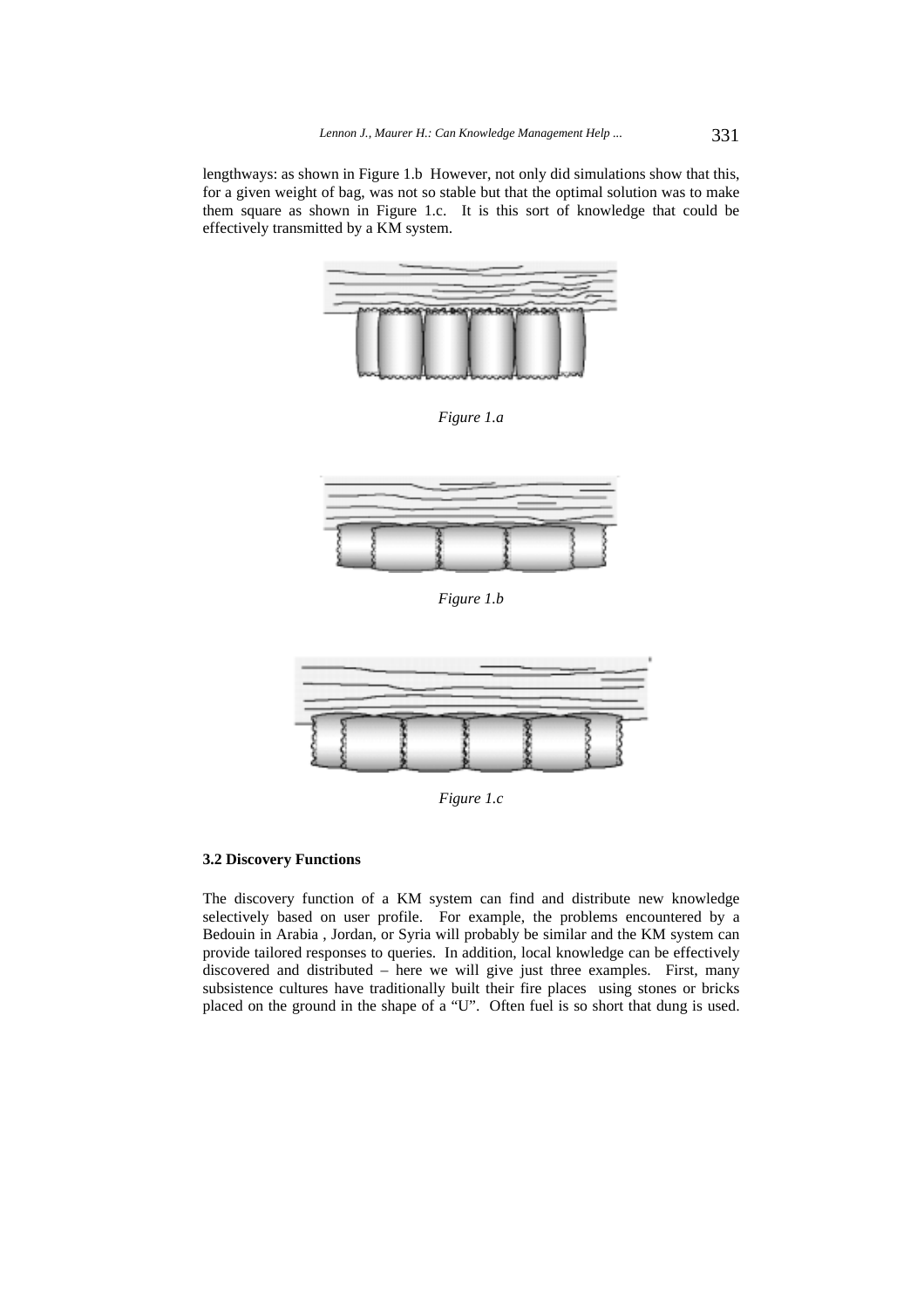lengthways: as shown in Figure 1.b However, not only did simulations show that this, for a given weight of bag, was not so stable but that the optimal solution was to make them square as shown in Figure 1.c. It is this sort of knowledge that could be effectively transmitted by a KM system.

*Figure 1.a*

*Figure 1.b*

*Figure 1.c*

### 3.2 Discovery Functions

The discovery function of a KM system can find and distribute new knowledge selectively based on user profile. For example, the problems encountered by a Bedouin in Arabia , Jordan, or Syria will probably be similar and the KM system can provide tailored responses to queries. In addition, local knowledge can be effectively discovered and distributed – here we will give just three examples. First, many subsistence cultures have traditionally built their fire places using stones or bricks placed on the ground in the shape of a "U". Often fuel is so short that dung is used.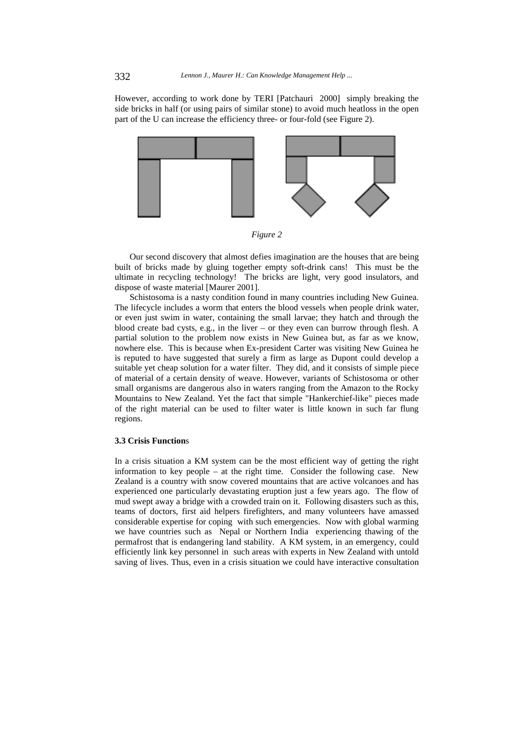However, according to work done by TERI [Patchauri 2000] simply breaking the side bricks in half (or using pairs of similar stone) to avoid much heatloss in the open part of the U can increase the efficiency three- or four-fold (see Figure 2).

*Figure 2*

Our second discovery that almost defies imagination are the houses that are being built of bricks made by gluing together empty soft-drink cans! This must be the ultimate in recycling technology! The bricks are light, very good insulators, and dispose of waste material [Maurer 2001].

Schistosoma is a nasty condition found in many countries including New Guinea. The lifecycle includes a worm that enters the blood vessels when people drink water, or even just swim in water, containing the small larvae; they hatch and through the blood create bad cysts, e.g., in the liver – or they even can burrow through flesh. A partial solution to the problem now exists in New Guinea but, as far as we know, nowhere else. This is because when Ex-president Carter was visiting New Guinea he is reputed to have suggested that surely a firm as large as Dupont could develop a suitable yet cheap solution for a water filter. They did, and it consists of simple piece of material of a certain density of weave. However, variants of Schistosoma or other small organisms are dangerous also in waters ranging from the Amazon to the Rocky Mountains to New Zealand. Yet the fact that simple "Hankerchief-like" pieces made of the right material can be used to filter water is little known in such far flung regions.

### 3.3 Crisis Functions

In a crisis situation a KM system can be the most efficient way of getting the right information to key people – at the right time. Consider the following case. New Zealand is a country with snow covered mountains that are active volcanoes and has experienced one particularly devastating eruption just a few years ago. The flow of mud swept away a bridge with a crowded train on it. Following disasters such as this, teams of doctors, first aid helpers firefighters, and many volunteers have amassed considerable expertise for coping with such emergencies. Now with global warming we have countries such as Nepal or Northern India experiencing thawing of the permafrost that is endangering land stability. A KM system, in an emergency, could efficiently link key personnel in such areas with experts in New Zealand with untold saving of lives. Thus, even in a crisis situation we could have interactive consultation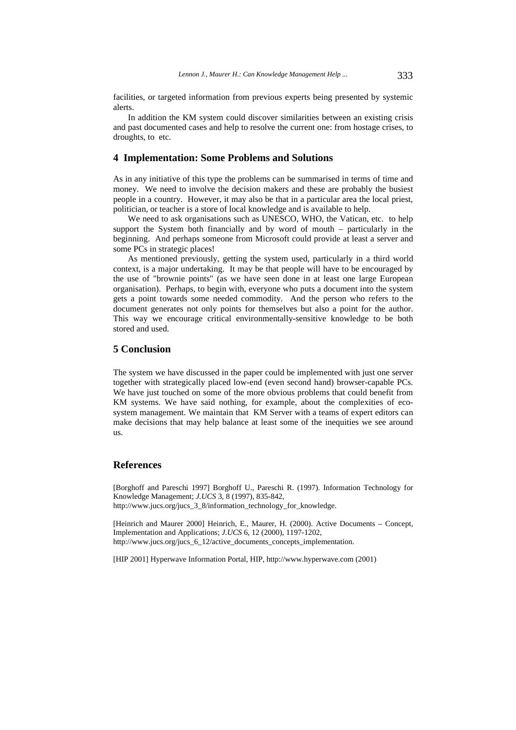facilities, or targeted information from previous experts being presented by systemic alerts.

In addition the KM system could discover similarities between an existing crisis and past documented cases and help to resolve the current one: from hostage crises, to droughts, to etc.

## 4 Implementation: Some Problems and Solutions

As in any initiative of this type the problems can be summarised in terms of time and money. We need to involve the decision makers and these are probably the busiest people in a country. However, it may also be that in a particular area the local priest, politician, or teacher is a store of local knowledge and is available to help.

We need to ask organisations such as UNESCO, WHO, the Vatican, etc. to help support the System both financially and by word of mouth – particularly in the beginning. And perhaps someone from Microsoft could provide at least a server and some PCs in strategic places!

As mentioned previously, getting the system used, particularly in a third world context, is a major undertaking. It may be that people will have to be encouraged by the use of "brownie points" (as we have seen done in at least one large European organisation). Perhaps, to begin with, everyone who puts a document into the system gets a point towards some needed commodity. And the person who refers to the document generates not only points for themselves but also a point for the author. This way we encourage critical environmentally-sensitive knowledge to be both stored and used.

## 5 Conclusion

The system we have discussed in the paper could be implemented with just one server together with strategically placed low-end (even second hand) browser-capable PCs. We have just touched on some of the more obvious problems that could benefit from KM systems. We have said nothing, for example, about the complexities of eco-system management. We maintain that KM Server with a teams of expert editors can make decisions that may help balance at least some of the inequities we see around us.

## References

[Borghoff and Pareschi 1997] Borghoff U., Pareschi R. (1997). Information Technology for Knowledge Management; *J.UCS* 3, 8 (1997), 835-842, http://www.jucs.org/jucs_3_8/information_technology_for_knowledge.

[Heinrich and Maurer 2000] Heinrich, E., Maurer, H. (2000). Active Documents – Concept, Implementation and Applications; *J.UCS* 6, 12 (2000), 1197-1202, http://www.jucs.org/jucs_6_12/active_documents_concepts_implementation.

[HIP 2001] Hyperwave Information Portal, HIP, http://www.hyperwave.com (2001)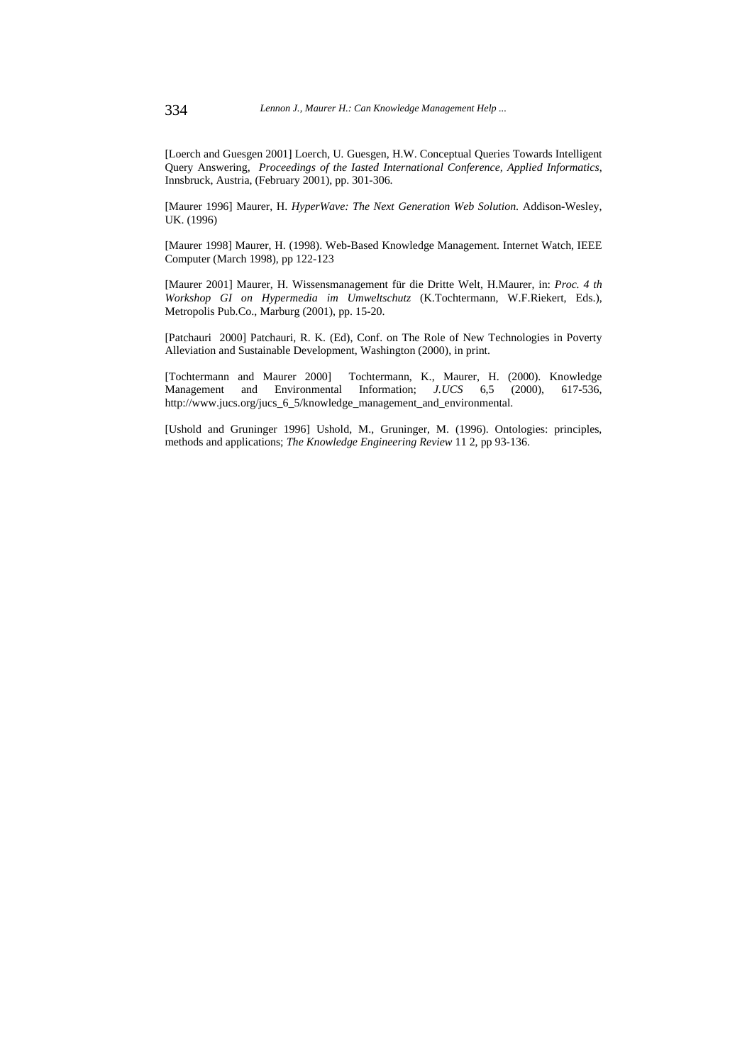[Loerch and Guesgen 2001] Loerch, U. Guesgen, H.W. Conceptual Queries Towards Intelligent Query Answering, *Proceedings of the Iasted International Conference, Applied Informatics*, Innsbruck, Austria, (February 2001), pp. 301-306.

[Maurer 1996] Maurer, H. *HyperWave: The Next Generation Web Solution.* Addison-Wesley, UK. (1996)

[Maurer 1998] Maurer, H. (1998). Web-Based Knowledge Management. Internet Watch, IEEE Computer (March 1998), pp 122-123

[Maurer 2001] Maurer, H. Wissensmanagement für die Dritte Welt, H.Maurer, in: *Proc. 4 th Workshop GI on Hypermedia im Umweltschutz* (K.Tochtermann, W.F.Riekert, Eds.), Metropolis Pub.Co., Marburg (2001), pp. 15-20.

[Patchauri 2000] Patchauri, R. K. (Ed), Conf. on The Role of New Technologies in Poverty Alleviation and Sustainable Development, Washington (2000), in print.

[Tochtermann and Maurer 2000] Tochtermann, K., Maurer, H. (2000). Knowledge Management and Environmental Information; *J.UCS* 6,5 (2000), 617-536, http://www.jucs.org/jucs_6_5/knowledge_management_and_environmental.

[Ushold and Gruninger 1996] Ushold, M., Gruninger, M. (1996). Ontologies: principles, methods and applications; *The Knowledge Engineering Review* 11 2, pp 93-136.